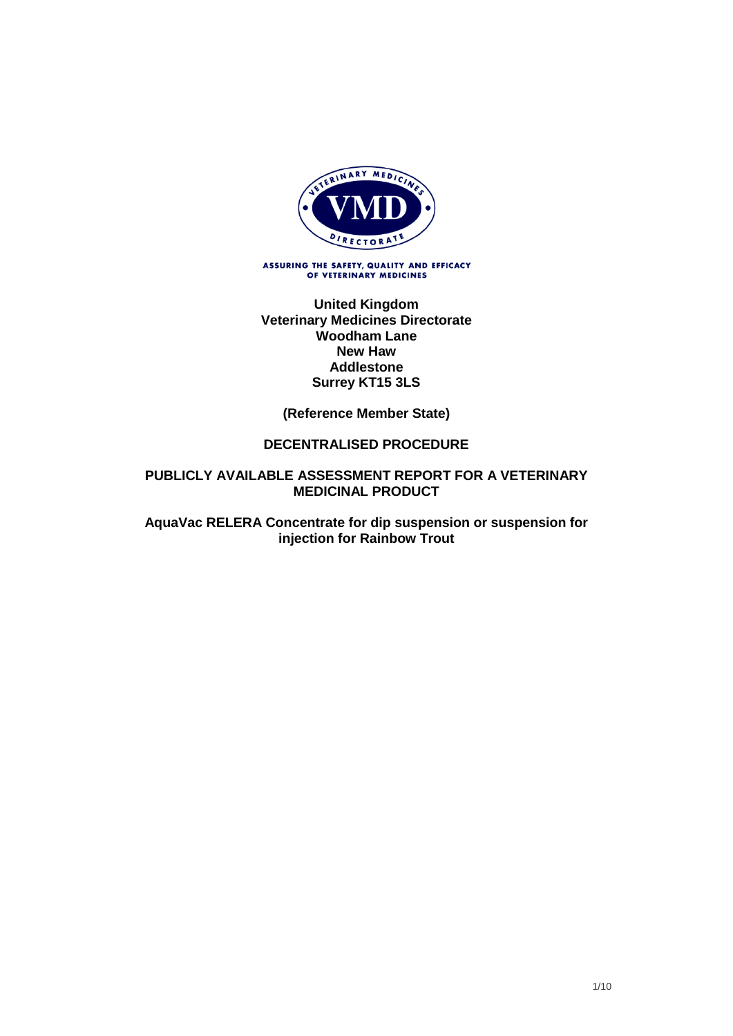ASSURING THE SAFETY, QUALITY AND EFFICACY OF VETERINARY MEDICINES

**United Kingdom**
**Veterinary Medicines Directorate**
**Woodham Lane**
**New Haw**
**Addlestone**
**Surrey KT15 3LS**

**(Reference Member State)**

**DECENTRALISED PROCEDURE**

**PUBLICLY AVAILABLE ASSESSMENT REPORT FOR A VETERINARY MEDICINAL PRODUCT**

**AquaVac RELERA Concentrate for dip suspension or suspension for injection for Rainbow Trout**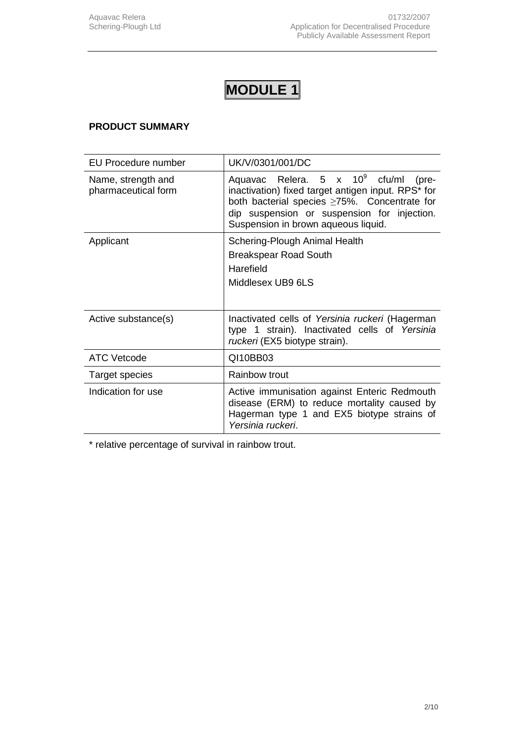# MODULE 1

## PRODUCT SUMMARY

| EU Procedure number | UK/V/0301/001/DC |
|---|---|
| Name, strength and pharmaceutical form | Aquavac Relera. 5 x $10^9$ cfu/ml (pre-inactivation) fixed target antigen input. RPS* for both bacterial species ≥75%. Concentrate for dip suspension or suspension for injection. Suspension in brown aqueous liquid. |
| Applicant | Schering-Plough Animal Health<br>Breakspear Road South<br>Harefield<br>Middlesex UB9 6LS |
| Active substance(s) | Inactivated cells of *Yersinia ruckeri* (Hagerman type 1 strain). Inactivated cells of *Yersinia ruckeri* (EX5 biotype strain). |
| ATC Vetcode | QI10BB03 |
| Target species | Rainbow trout |
| Indication for use | Active immunisation against Enteric Redmouth disease (ERM) to reduce mortality caused by Hagerman type 1 and EX5 biotype strains of *Yersinia ruckeri*. |

* relative percentage of survival in rainbow trout.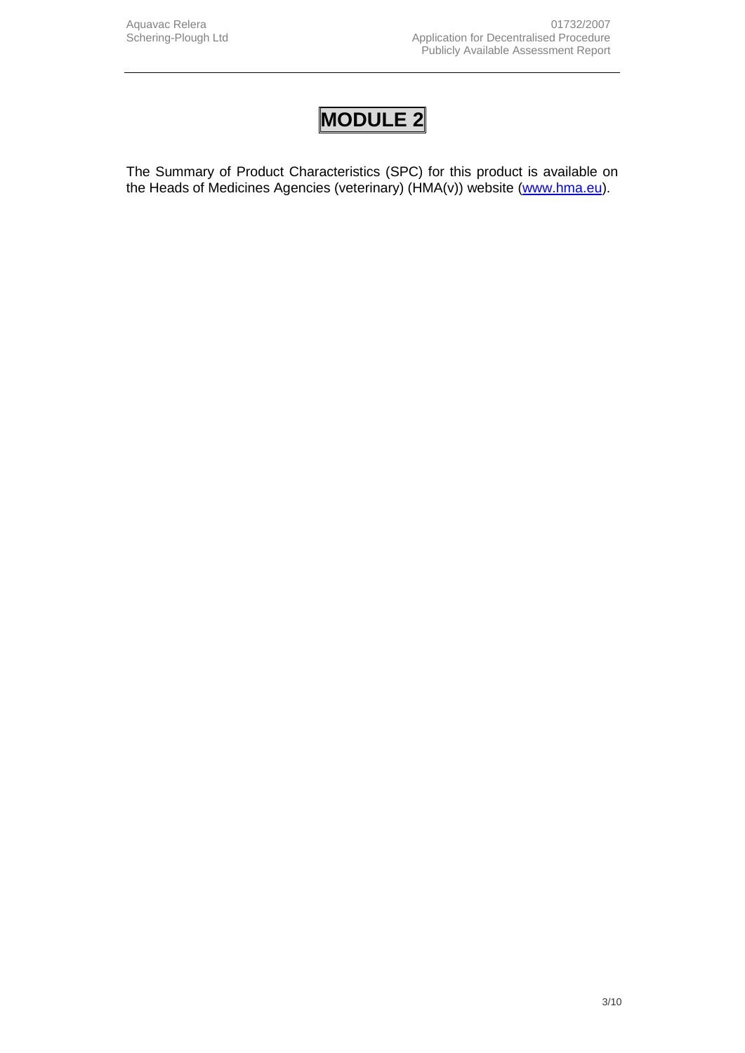# MODULE 2

The Summary of Product Characteristics (SPC) for this product is available on the Heads of Medicines Agencies (veterinary) (HMA(v)) website (www.hma.eu).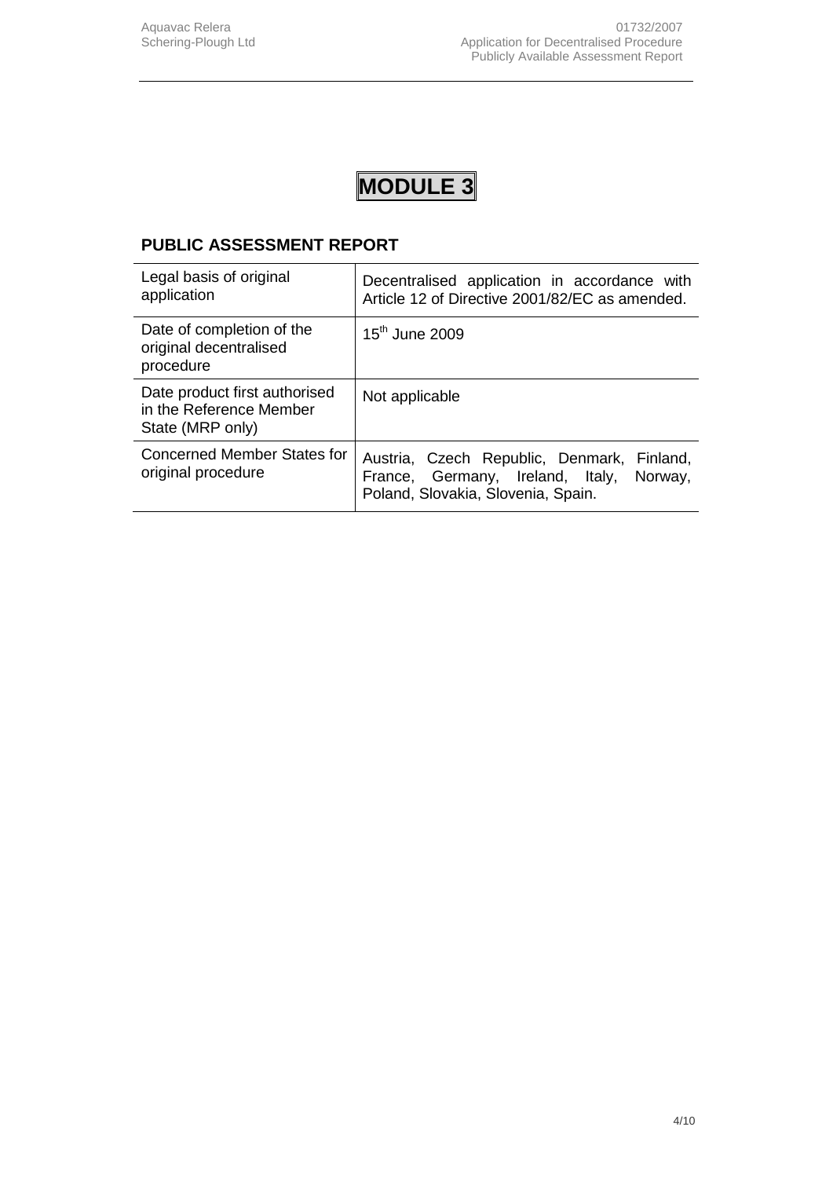# MODULE 3

## PUBLIC ASSESSMENT REPORT

| Legal basis of original application | Decentralised application in accordance with Article 12 of Directive 2001/82/EC as amended. |
|---|---|
| Date of completion of the original decentralised procedure | 15th June 2009 |
| Date product first authorised in the Reference Member State (MRP only) | Not applicable |
| Concerned Member States for original procedure | Austria, Czech Republic, Denmark, Finland, France, Germany, Ireland, Italy, Norway, Poland, Slovakia, Slovenia, Spain. |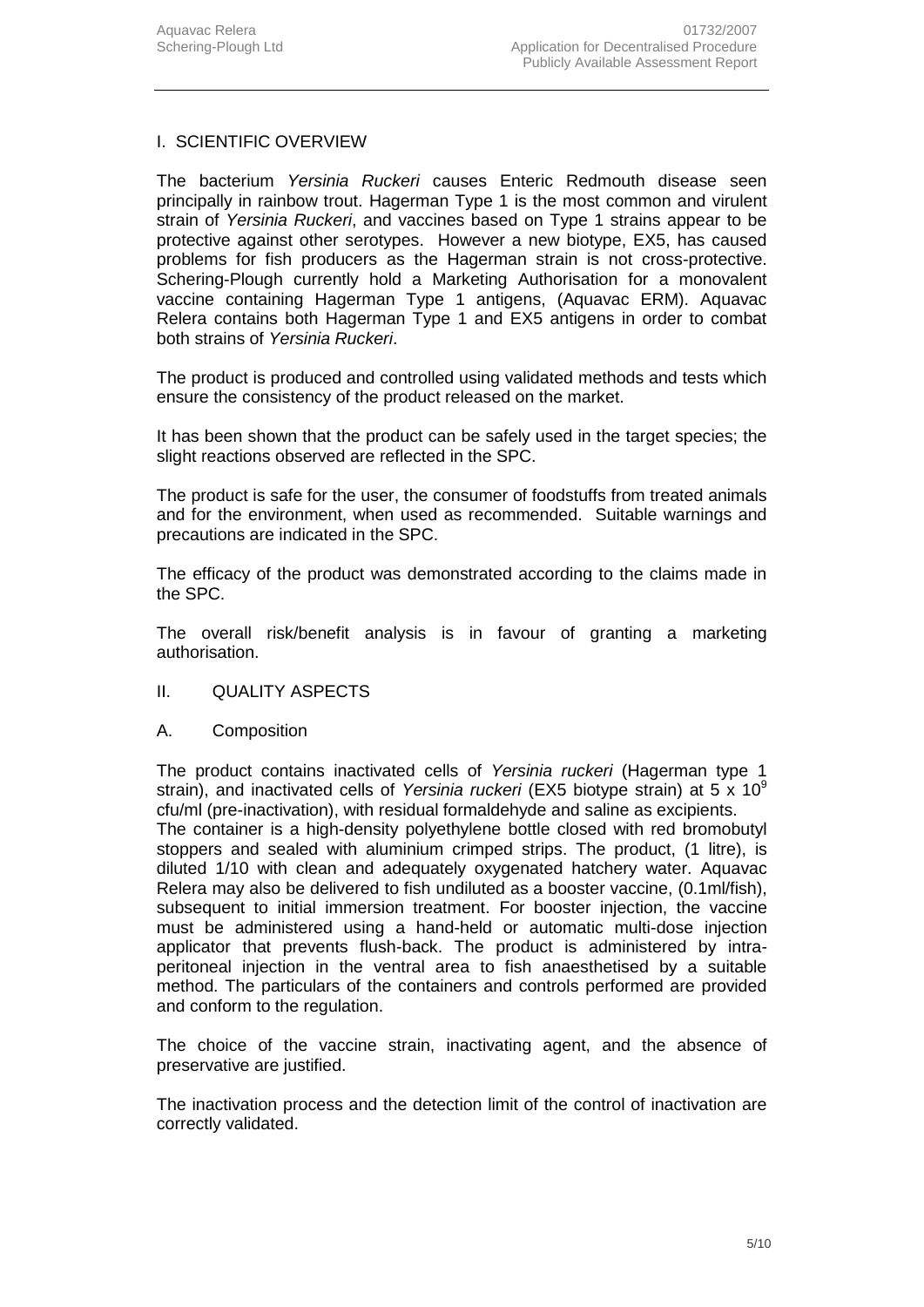## I. SCIENTIFIC OVERVIEW

The bacterium *Yersinia Ruckeri* causes Enteric Redmouth disease seen principally in rainbow trout. Hagerman Type 1 is the most common and virulent strain of *Yersinia Ruckeri*, and vaccines based on Type 1 strains appear to be protective against other serotypes. However a new biotype, EX5, has caused problems for fish producers as the Hagerman strain is not cross-protective. Schering-Plough currently hold a Marketing Authorisation for a monovalent vaccine containing Hagerman Type 1 antigens, (Aquavac ERM). Aquavac Relera contains both Hagerman Type 1 and EX5 antigens in order to combat both strains of *Yersinia Ruckeri*.

The product is produced and controlled using validated methods and tests which ensure the consistency of the product released on the market.

It has been shown that the product can be safely used in the target species; the slight reactions observed are reflected in the SPC.

The product is safe for the user, the consumer of foodstuffs from treated animals and for the environment, when used as recommended. Suitable warnings and precautions are indicated in the SPC.

The efficacy of the product was demonstrated according to the claims made in the SPC.

The overall risk/benefit analysis is in favour of granting a marketing authorisation.

## II. QUALITY ASPECTS

### A. Composition

The product contains inactivated cells of *Yersinia ruckeri* (Hagerman type 1 strain), and inactivated cells of *Yersinia ruckeri* (EX5 biotype strain) at $5 \times 10^9$ cfu/ml (pre-inactivation), with residual formaldehyde and saline as excipients.
The container is a high-density polyethylene bottle closed with red bromobutyl stoppers and sealed with aluminium crimped strips. The product, (1 litre), is diluted 1/10 with clean and adequately oxygenated hatchery water. Aquavac Relera may also be delivered to fish undiluted as a booster vaccine, (0.1ml/fish), subsequent to initial immersion treatment. For booster injection, the vaccine must be administered using a hand-held or automatic multi-dose injection applicator that prevents flush-back. The product is administered by intra-peritoneal injection in the ventral area to fish anaesthetised by a suitable method. The particulars of the containers and controls performed are provided and conform to the regulation.

The choice of the vaccine strain, inactivating agent, and the absence of preservative are justified.

The inactivation process and the detection limit of the control of inactivation are correctly validated.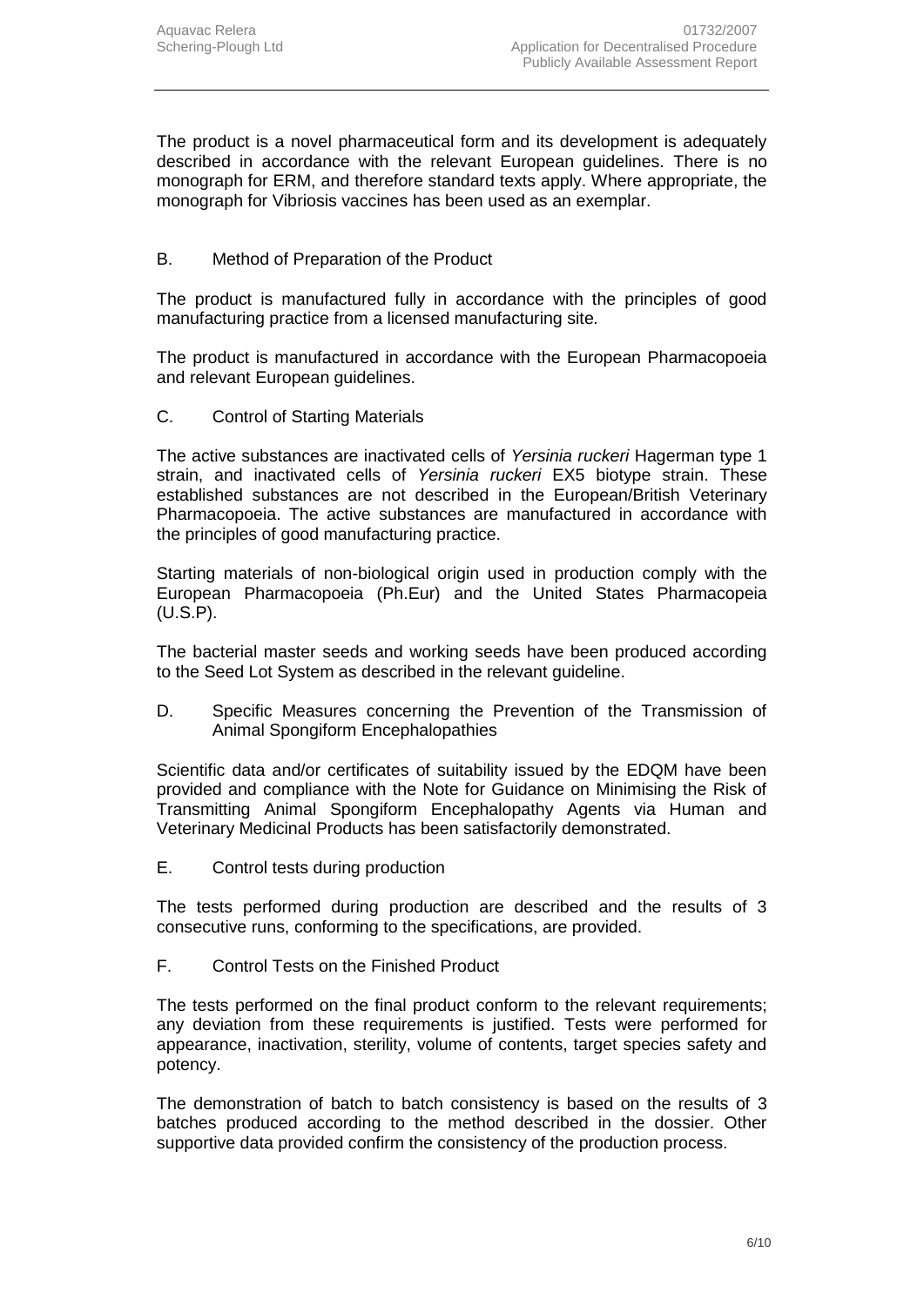The product is a novel pharmaceutical form and its development is adequately described in accordance with the relevant European guidelines. There is no monograph for ERM, and therefore standard texts apply. Where appropriate, the monograph for Vibriosis vaccines has been used as an exemplar.

## B. Method of Preparation of the Product

The product is manufactured fully in accordance with the principles of good manufacturing practice from a licensed manufacturing site.

The product is manufactured in accordance with the European Pharmacopoeia and relevant European guidelines.

## C. Control of Starting Materials

The active substances are inactivated cells of *Yersinia ruckeri* Hagerman type 1 strain, and inactivated cells of *Yersinia ruckeri* EX5 biotype strain. These established substances are not described in the European/British Veterinary Pharmacopoeia. The active substances are manufactured in accordance with the principles of good manufacturing practice.

Starting materials of non-biological origin used in production comply with the European Pharmacopoeia (Ph.Eur) and the United States Pharmacopeia (U.S.P).

The bacterial master seeds and working seeds have been produced according to the Seed Lot System as described in the relevant guideline.

## D. Specific Measures concerning the Prevention of the Transmission of Animal Spongiform Encephalopathies

Scientific data and/or certificates of suitability issued by the EDQM have been provided and compliance with the Note for Guidance on Minimising the Risk of Transmitting Animal Spongiform Encephalopathy Agents via Human and Veterinary Medicinal Products has been satisfactorily demonstrated.

## E. Control tests during production

The tests performed during production are described and the results of 3 consecutive runs, conforming to the specifications, are provided.

## F. Control Tests on the Finished Product

The tests performed on the final product conform to the relevant requirements; any deviation from these requirements is justified. Tests were performed for appearance, inactivation, sterility, volume of contents, target species safety and potency.

The demonstration of batch to batch consistency is based on the results of 3 batches produced according to the method described in the dossier. Other supportive data provided confirm the consistency of the production process.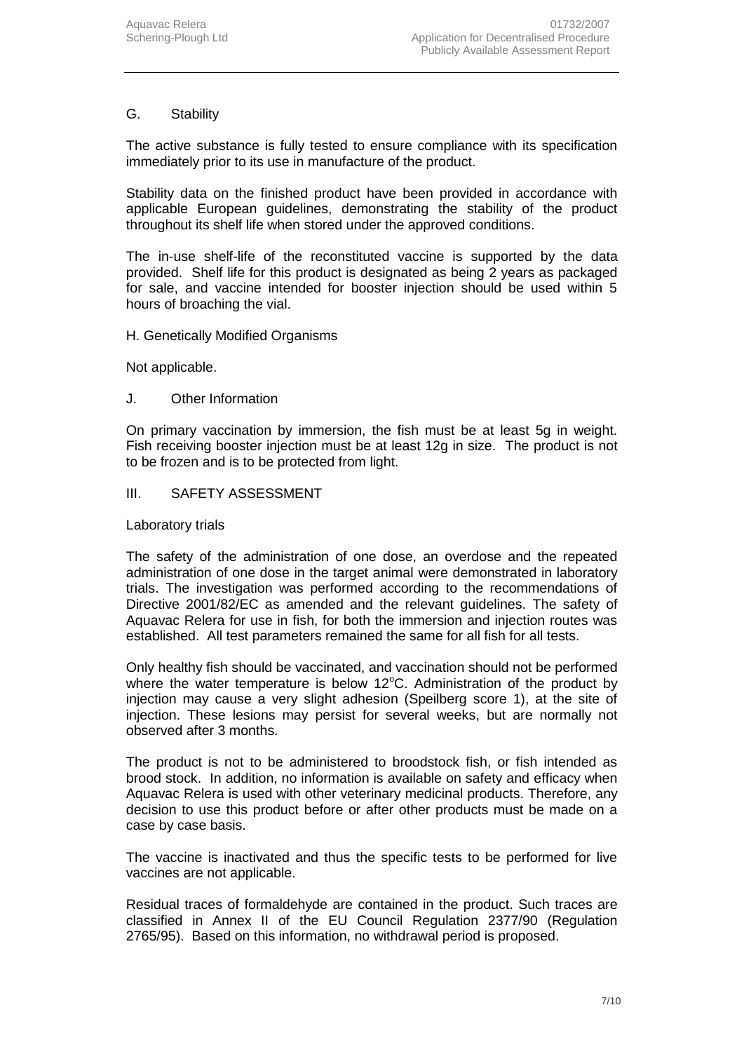## G. Stability

The active substance is fully tested to ensure compliance with its specification immediately prior to its use in manufacture of the product.

Stability data on the finished product have been provided in accordance with applicable European guidelines, demonstrating the stability of the product throughout its shelf life when stored under the approved conditions.

The in-use shelf-life of the reconstituted vaccine is supported by the data provided. Shelf life for this product is designated as being 2 years as packaged for sale, and vaccine intended for booster injection should be used within 5 hours of broaching the vial.

## H. Genetically Modified Organisms

Not applicable.

## J. Other Information

On primary vaccination by immersion, the fish must be at least 5g in weight. Fish receiving booster injection must be at least 12g in size. The product is not to be frozen and is to be protected from light.

# III. SAFETY ASSESSMENT

Laboratory trials

The safety of the administration of one dose, an overdose and the repeated administration of one dose in the target animal were demonstrated in laboratory trials. The investigation was performed according to the recommendations of Directive 2001/82/EC as amended and the relevant guidelines. The safety of Aquavac Relera for use in fish, for both the immersion and injection routes was established. All test parameters remained the same for all fish for all tests.

Only healthy fish should be vaccinated, and vaccination should not be performed where the water temperature is below 12°C. Administration of the product by injection may cause a very slight adhesion (Speilberg score 1), at the site of injection. These lesions may persist for several weeks, but are normally not observed after 3 months.

The product is not to be administered to broodstock fish, or fish intended as brood stock. In addition, no information is available on safety and efficacy when Aquavac Relera is used with other veterinary medicinal products. Therefore, any decision to use this product before or after other products must be made on a case by case basis.

The vaccine is inactivated and thus the specific tests to be performed for live vaccines are not applicable.

Residual traces of formaldehyde are contained in the product. Such traces are classified in Annex II of the EU Council Regulation 2377/90 (Regulation 2765/95). Based on this information, no withdrawal period is proposed.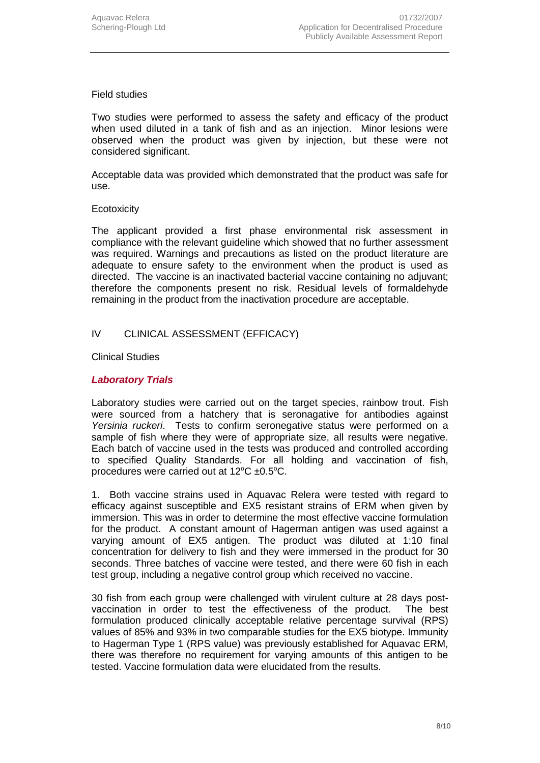Field studies

Two studies were performed to assess the safety and efficacy of the product when used diluted in a tank of fish and as an injection. Minor lesions were observed when the product was given by injection, but these were not considered significant.

Acceptable data was provided which demonstrated that the product was safe for use.

Ecotoxicity

The applicant provided a first phase environmental risk assessment in compliance with the relevant guideline which showed that no further assessment was required. Warnings and precautions as listed on the product literature are adequate to ensure safety to the environment when the product is used as directed. The vaccine is an inactivated bacterial vaccine containing no adjuvant; therefore the components present no risk. Residual levels of formaldehyde remaining in the product from the inactivation procedure are acceptable.

## IV CLINICAL ASSESSMENT (EFFICACY)

Clinical Studies

### ***Laboratory Trials***

Laboratory studies were carried out on the target species, rainbow trout. Fish were sourced from a hatchery that is seronagative for antibodies against *Yersinia ruckeri*. Tests to confirm seronegative status were performed on a sample of fish where they were of appropriate size, all results were negative. Each batch of vaccine used in the tests was produced and controlled according to specified Quality Standards. For all holding and vaccination of fish, procedures were carried out at 12$^{o}$C ±0.5$^{o}$C.

1. Both vaccine strains used in Aquavac Relera were tested with regard to efficacy against susceptible and EX5 resistant strains of ERM when given by immersion. This was in order to determine the most effective vaccine formulation for the product. A constant amount of Hagerman antigen was used against a varying amount of EX5 antigen. The product was diluted at 1:10 final concentration for delivery to fish and they were immersed in the product for 30 seconds. Three batches of vaccine were tested, and there were 60 fish in each test group, including a negative control group which received no vaccine.

30 fish from each group were challenged with virulent culture at 28 days post-vaccination in order to test the effectiveness of the product. The best formulation produced clinically acceptable relative percentage survival (RPS) values of 85% and 93% in two comparable studies for the EX5 biotype. Immunity to Hagerman Type 1 (RPS value) was previously established for Aquavac ERM, there was therefore no requirement for varying amounts of this antigen to be tested. Vaccine formulation data were elucidated from the results.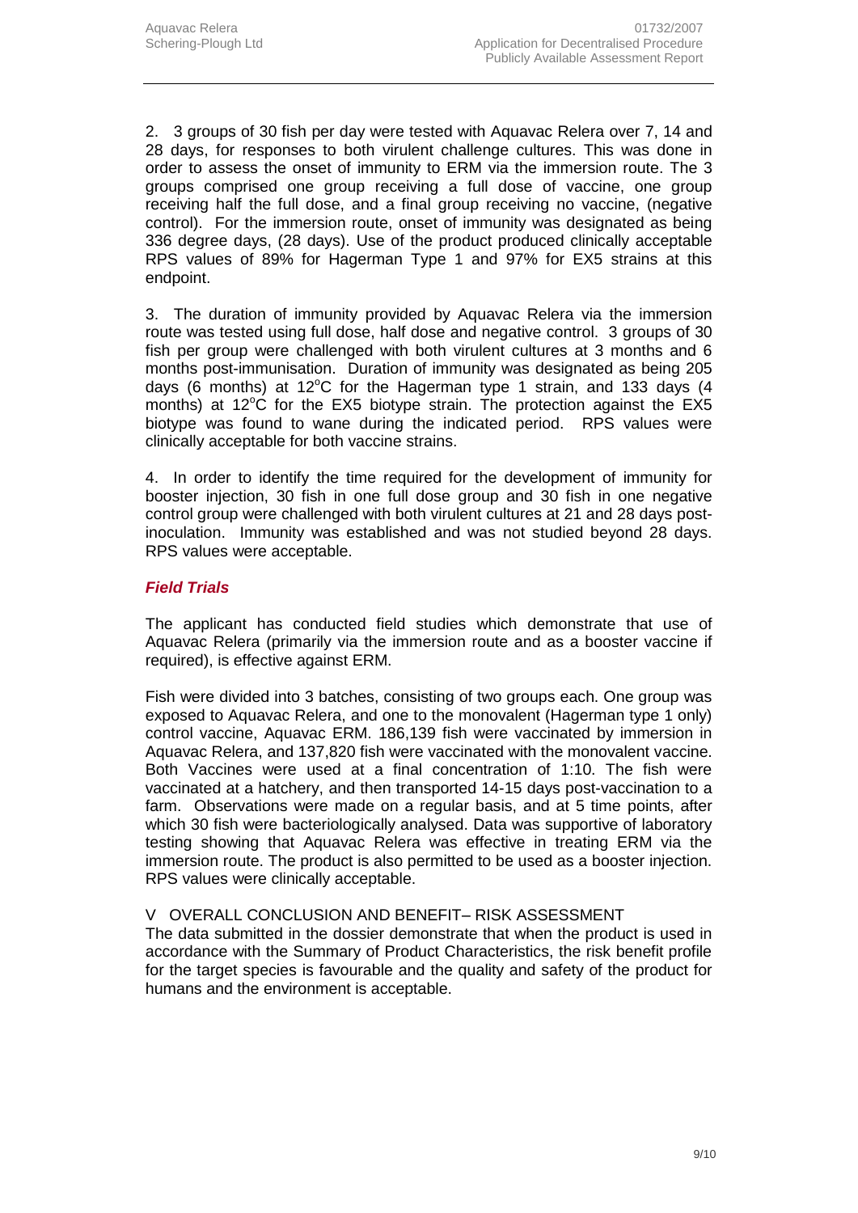2. 3 groups of 30 fish per day were tested with Aquavac Relera over 7, 14 and 28 days, for responses to both virulent challenge cultures. This was done in order to assess the onset of immunity to ERM via the immersion route. The 3 groups comprised one group receiving a full dose of vaccine, one group receiving half the full dose, and a final group receiving no vaccine, (negative control). For the immersion route, onset of immunity was designated as being 336 degree days, (28 days). Use of the product produced clinically acceptable RPS values of 89% for Hagerman Type 1 and 97% for EX5 strains at this endpoint.

3. The duration of immunity provided by Aquavac Relera via the immersion route was tested using full dose, half dose and negative control. 3 groups of 30 fish per group were challenged with both virulent cultures at 3 months and 6 months post-immunisation. Duration of immunity was designated as being 205 days (6 months) at 12°C for the Hagerman type 1 strain, and 133 days (4 months) at 12°C for the EX5 biotype strain. The protection against the EX5 biotype was found to wane during the indicated period. RPS values were clinically acceptable for both vaccine strains.

4. In order to identify the time required for the development of immunity for booster injection, 30 fish in one full dose group and 30 fish in one negative control group were challenged with both virulent cultures at 21 and 28 days post-inoculation. Immunity was established and was not studied beyond 28 days. RPS values were acceptable.

### ***Field Trials***

The applicant has conducted field studies which demonstrate that use of Aquavac Relera (primarily via the immersion route and as a booster vaccine if required), is effective against ERM.

Fish were divided into 3 batches, consisting of two groups each. One group was exposed to Aquavac Relera, and one to the monovalent (Hagerman type 1 only) control vaccine, Aquavac ERM. 186,139 fish were vaccinated by immersion in Aquavac Relera, and 137,820 fish were vaccinated with the monovalent vaccine. Both Vaccines were used at a final concentration of 1:10. The fish were vaccinated at a hatchery, and then transported 14-15 days post-vaccination to a farm. Observations were made on a regular basis, and at 5 time points, after which 30 fish were bacteriologically analysed. Data was supportive of laboratory testing showing that Aquavac Relera was effective in treating ERM via the immersion route. The product is also permitted to be used as a booster injection. RPS values were clinically acceptable.

## V OVERALL CONCLUSION AND BENEFIT– RISK ASSESSMENT

The data submitted in the dossier demonstrate that when the product is used in accordance with the Summary of Product Characteristics, the risk benefit profile for the target species is favourable and the quality and safety of the product for humans and the environment is acceptable.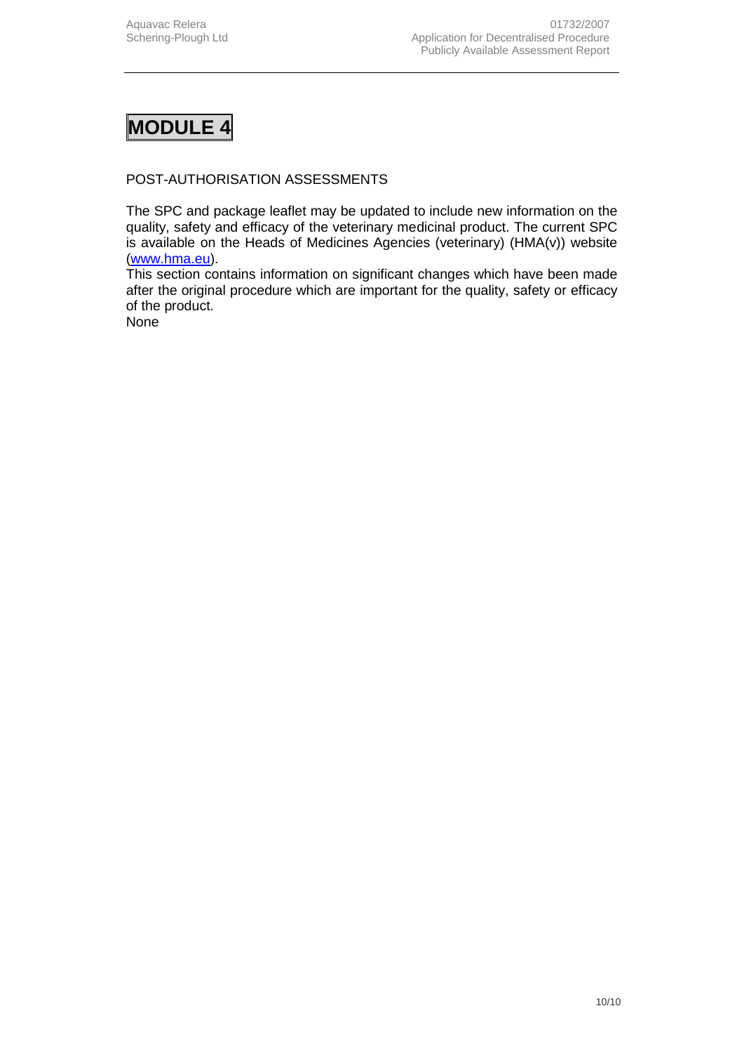# MODULE 4

POST-AUTHORISATION ASSESSMENTS

The SPC and package leaflet may be updated to include new information on the quality, safety and efficacy of the veterinary medicinal product. The current SPC is available on the Heads of Medicines Agencies (veterinary) (HMA(v)) website (www.hma.eu).

This section contains information on significant changes which have been made after the original procedure which are important for the quality, safety or efficacy of the product.

None